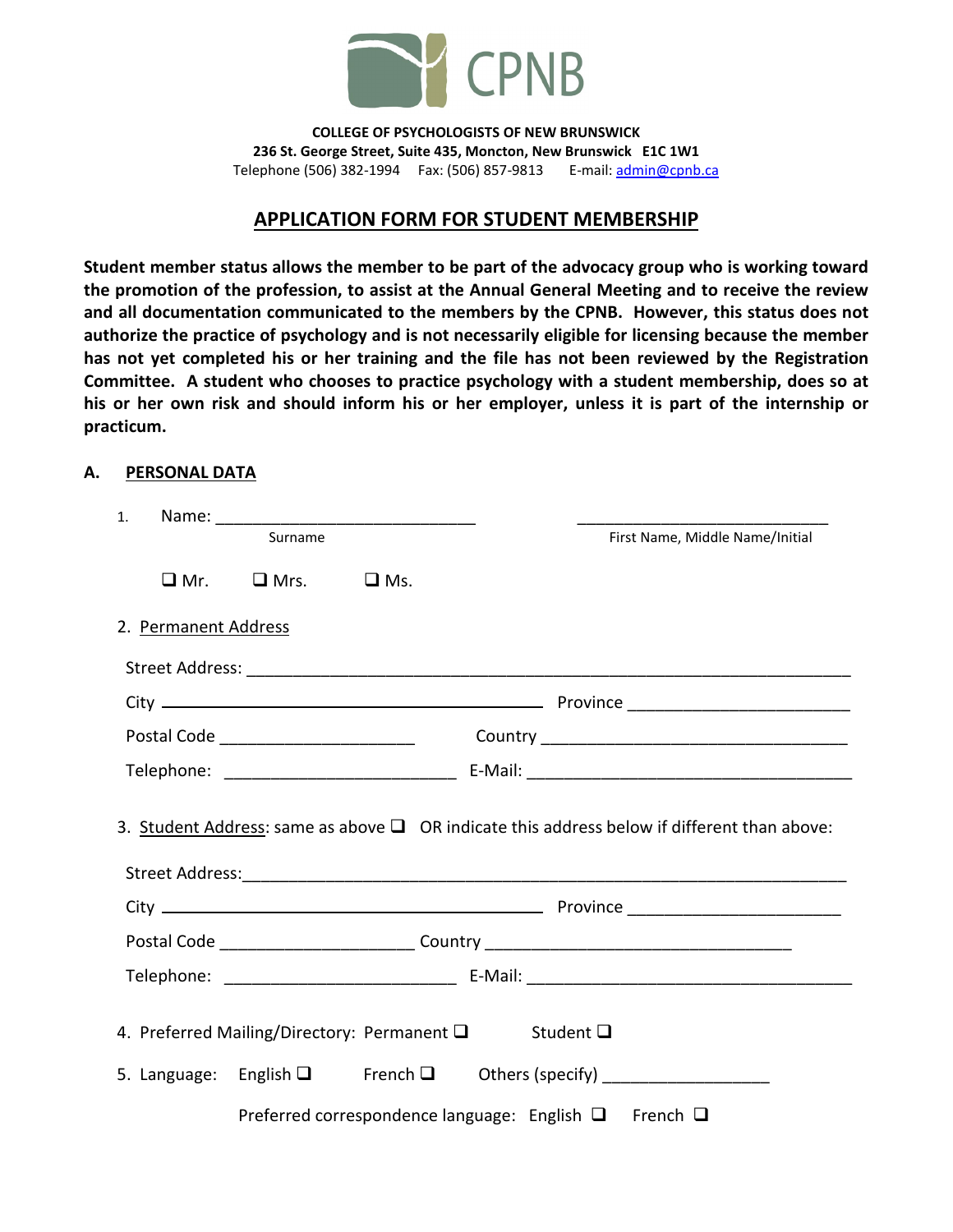CPNB

**COLLEGE OF PSYCHOLOGISTS OF NEW BRUNSWICK**
**236 St. George Street, Suite 435, Moncton, New Brunswick E1C 1W1**
Telephone (506) 382-1994 Fax: (506) 857-9813 E-mail: admin@cpnb.ca

# APPLICATION FORM FOR STUDENT MEMBERSHIP

**Student member status allows the member to be part of the advocacy group who is working toward the promotion of the profession, to assist at the Annual General Meeting and to receive the review and all documentation communicated to the members by the CPNB. However, this status does not authorize the practice of psychology and is not necessarily eligible for licensing because the member has not yet completed his or her training and the file has not been reviewed by the Registration Committee. A student who chooses to practice psychology with a student membership, does so at his or her own risk and should inform his or her employer, unless it is part of the internship or practicum.**

## A. PERSONAL DATA

1. Name: ____________________________ ____________________________
   Surname First Name, Middle Name/Initial

   ❑ Mr. ❑ Mrs. ❑ Ms.

2. Permanent Address

   Street Address: ____________________________________________________________

   City ________________________________________ Province ______________________

   Postal Code _____________________ Country ________________________________

   Telephone: ________________________ E-Mail: __________________________________

3. Student Address: same as above ❑ OR indicate this address below if different than above:

   Street Address: ____________________________________________________________

   City ________________________________________ Province ______________________

   Postal Code _____________________ Country ________________________________

   Telephone: ________________________ E-Mail: __________________________________

4. Preferred Mailing/Directory: Permanent ❑ Student ❑

5. Language: English ❑ French ❑ Others (specify) _________________

   Preferred correspondence language: English ❑ French ❑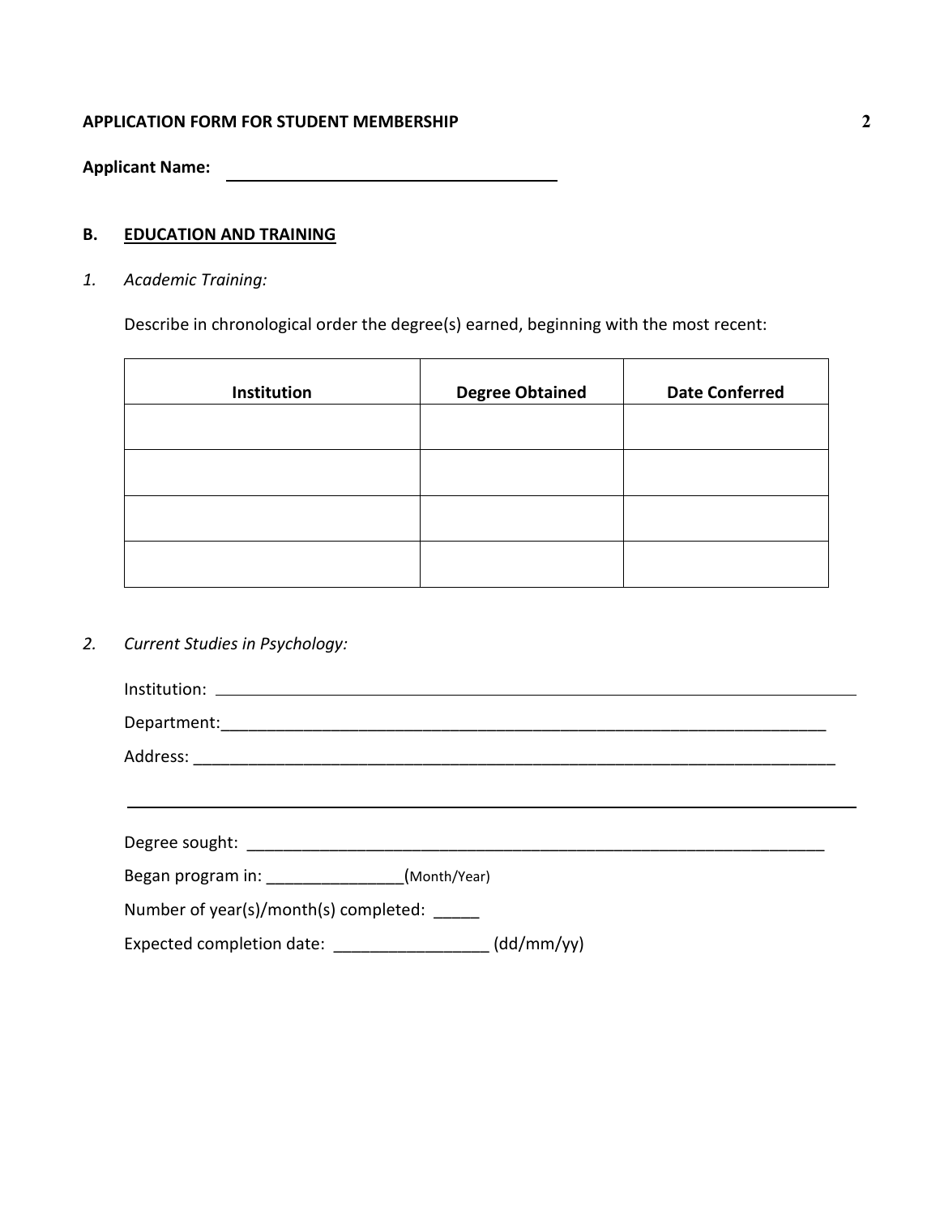**APPLICATION FORM FOR STUDENT MEMBERSHIP**

**Applicant Name:** ____________________________________

## B. EDUCATION AND TRAINING

*1. Academic Training:*

Describe in chronological order the degree(s) earned, beginning with the most recent:

| Institution | Degree Obtained | Date Conferred |
|---|---|---|
| | | |
| | | |
| | | |
| | | |

*2. Current Studies in Psychology:*

Institution: ______________________________________________________________________

Department:______________________________________________________________________

Address: ________________________________________________________________________

_________________________________________________________________________________

Degree sought: ____________________________________________________________________

Began program in: _______________(Month/Year)

Number of year(s)/month(s) completed: _____

Expected completion date: _________________ (dd/mm/yy)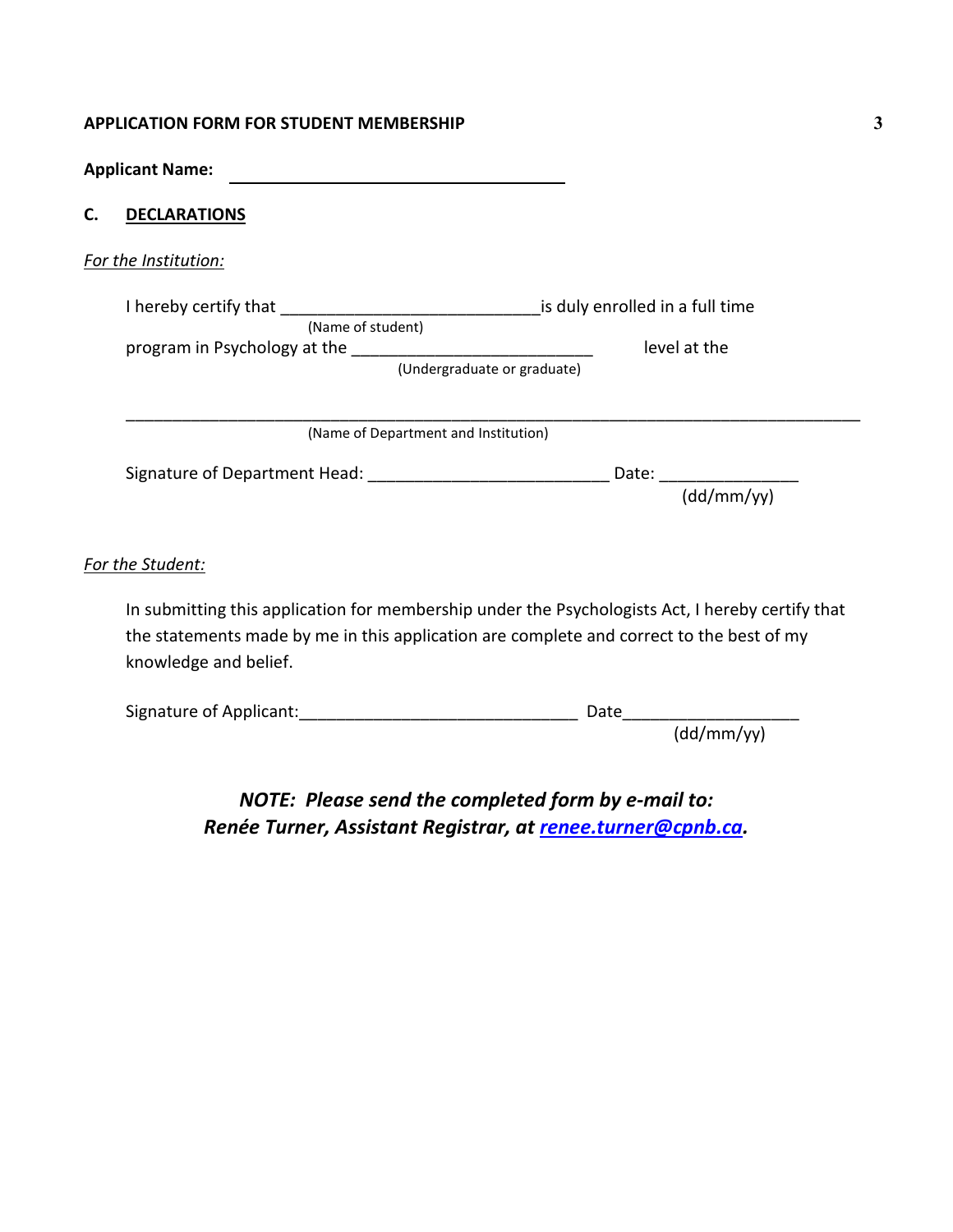**APPLICATION FORM FOR STUDENT MEMBERSHIP**

**Applicant Name:** ________________________________

## C. DECLARATIONS

*For the Institution:*

I hereby certify that ____________________________ is duly enrolled in a full time
(Name of student)

program in Psychology at the __________________________ level at the
(Undergraduate or graduate)

_______________________________________________________________________________
(Name of Department and Institution)

Signature of Department Head: _________________________ Date: ______________
(dd/mm/yy)

*For the Student:*

In submitting this application for membership under the Psychologists Act, I hereby certify that the statements made by me in this application are complete and correct to the best of my knowledge and belief.

Signature of Applicant:_____________________________ Date__________________
(dd/mm/yy)

***NOTE: Please send the completed form by e-mail to:***
***Renée Turner, Assistant Registrar, at renee.turner@cpnb.ca.***